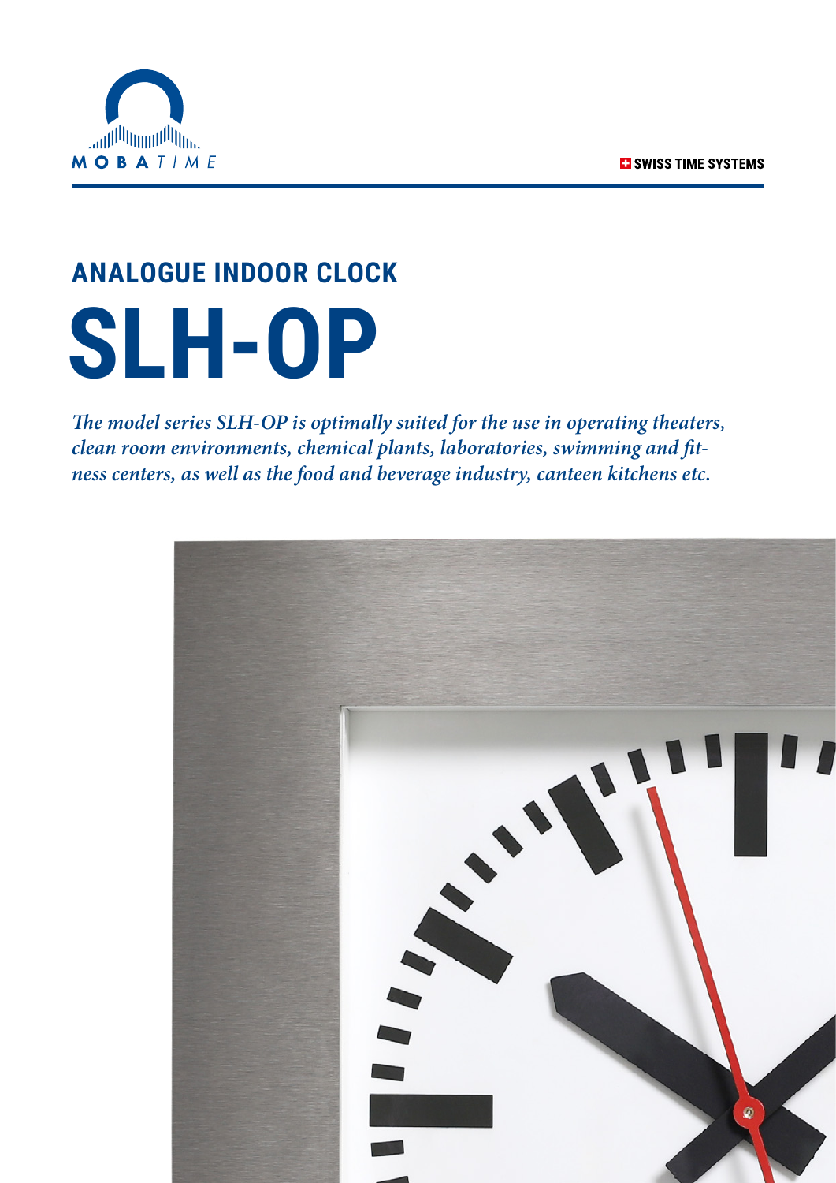MOBATIME

SWISS TIME SYSTEMS

## ANALOGUE INDOOR CLOCK

# SLH-OP

*The model series SLH-OP is optimally suited for the use in operating theaters, clean room environments, chemical plants, laboratories, swimming and fitness centers, as well as the food and beverage industry, canteen kitchens etc.*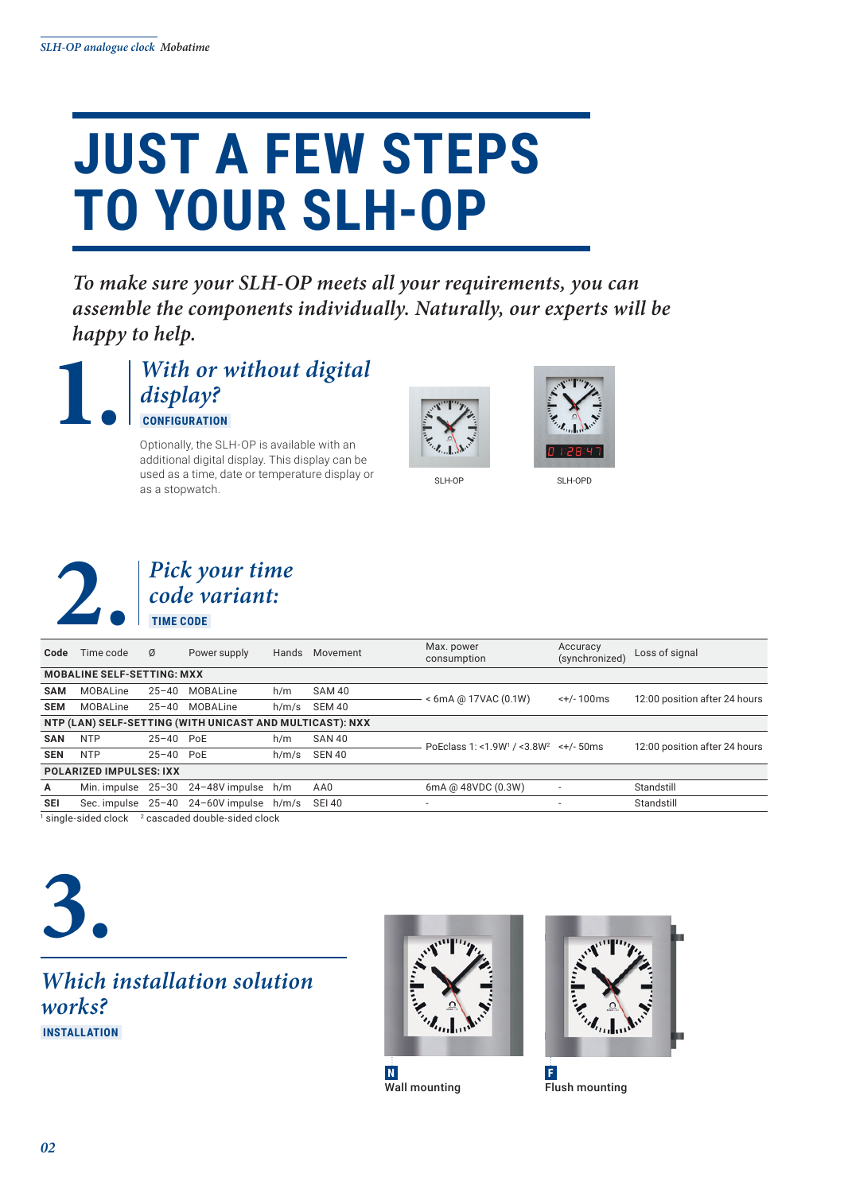# JUST A FEW STEPS TO YOUR SLH-OP

*To make sure your SLH-OP meets all your requirements, you can assemble the components individually. Naturally, our experts will be happy to help.*

## 1. *With or without digital display?*

**CONFIGURATION**

Optionally, the SLH-OP is available with an additional digital display. This display can be used as a time, date or temperature display or as a stopwatch.

SLH-OP

SLH-OPD

## 2. *Pick your time code variant:*

**TIME CODE**

| Code | Time code | Ø | Power supply | Hands | Movement | Max. power consumption | Accuracy (synchronized) | Loss of signal |
|---|---|---|---|---|---|---|---|---|
| **MOBALINE SELF-SETTING: MXX** | | | | | | | | |
| **SAM** | MOBALine | 25–40 | MOBALine | h/m | SAM 40 | < 6mA @ 17VAC (0.1W) | <+/- 100ms | 12:00 position after 24 hours |
| **SEM** | MOBALine | 25–40 | MOBALine | h/m/s | SEM 40 | | | |
| **NTP (LAN) SELF-SETTING (WITH UNICAST AND MULTICAST): NXX** | | | | | | | | |
| **SAN** | NTP | 25–40 | PoE | h/m | SAN 40 | PoEclass 1: <1.9W[1] / <3.8W[2] | <+/- 50ms | 12:00 position after 24 hours |
| **SEN** | NTP | 25–40 | PoE | h/m/s | SEN 40 | | | |
| **POLARIZED IMPULSES: IXX** | | | | | | | | |
| **A** | Min. impulse | 25–30 | 24–48V impulse | h/m | AA0 | 6mA @ 48VDC (0.3W) | - | Standstill |
| **SEI** | Sec. impulse | 25–40 | 24–60V impulse | h/m/s | SEI 40 | - | - | Standstill |

[1] single-sided clock [2] cascaded double-sided clock

## 3. *Which installation solution works?*

**INSTALLATION**

**N** Wall mounting

**F** Flush mounting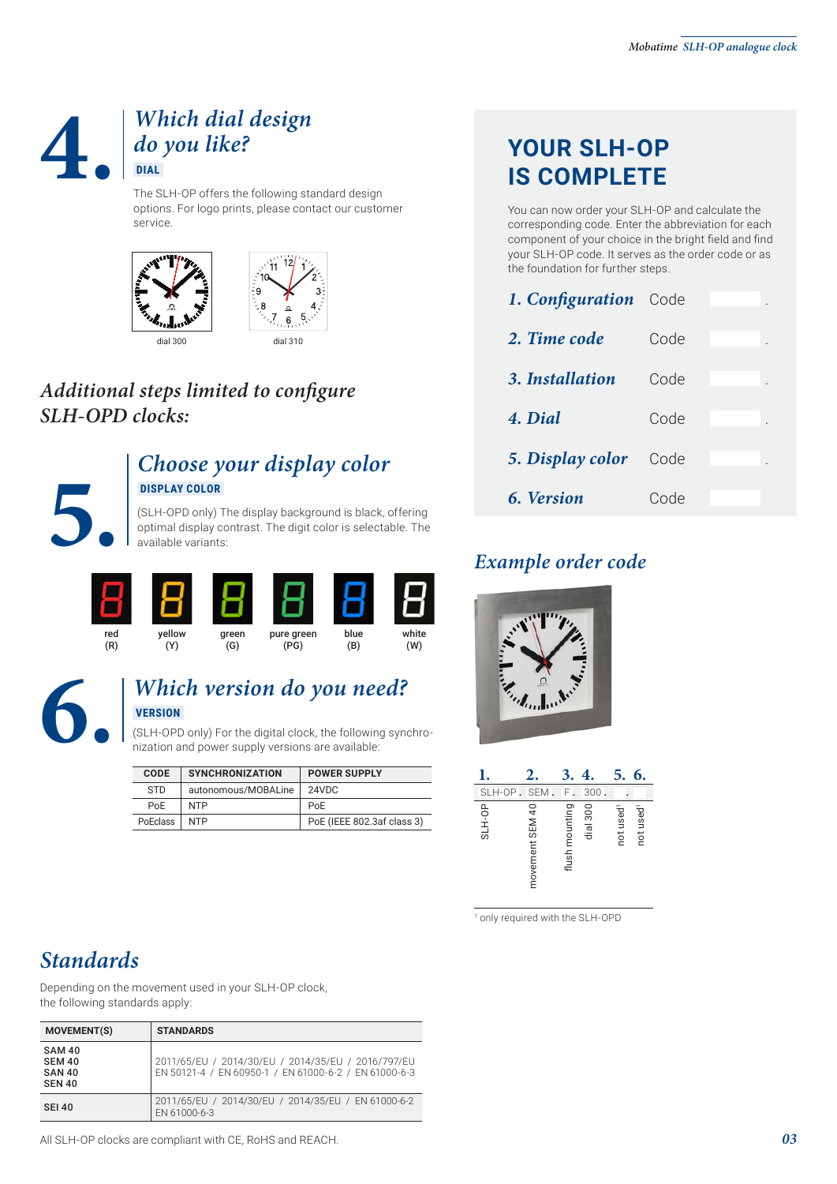# 4. Which dial design do you like?

**DIAL**

The SLH-OP offers the following standard design options. For logo prints, please contact our customer service.

dial 300

dial 310

## *Additional steps limited to configure SLH-OPD clocks:*

# 5. Choose your display color

**DISPLAY COLOR**

(SLH-OPD only) The display background is black, offering optimal display contrast. The digit color is selectable. The available variants:

red (R) · yellow (Y) · green (G) · pure green (PG) · blue (B) · white (W)

# 6. Which version do you need?

**VERSION**

(SLH-OPD only) For the digital clock, the following synchronization and power supply versions are available:

| CODE | SYNCHRONIZATION | POWER SUPPLY |
|---|---|---|
| STD | autonomous/MOBALine | 24VDC |
| PoE | NTP | PoE |
| PoEclass | NTP | PoE (IEEE 802.3af class 3) |

# YOUR SLH-OP IS COMPLETE

You can now order your SLH-OP and calculate the corresponding code. Enter the abbreviation for each component of your choice in the bright field and find your SLH-OP code. It serves as the order code or as the foundation for further steps.

| | | |
|---|---|---|
| *1. Configuration* | Code | . |
| *2. Time code* | Code | . |
| *3. Installation* | Code | . |
| *4. Dial* | Code | . |
| *5. Display color* | Code | . |
| *6. Version* | Code | |

## *Example order code*

| 1. | 2. | 3. | 4. | 5. | 6. |
|---|---|---|---|---|---|
| SLH-OP . | SEM . | F . | 300 . | . | |
| SLH-OP | movement SEM 40 | flush mounting | dial 300 | not used[1] | not used[1] |

[1] only required with the SLH-OPD

## *Standards*

Depending on the movement used in your SLH-OP clock, the following standards apply:

| MOVEMENT(S) | STANDARDS |
|---|---|
| **SAM 40**<br>**SEM 40**<br>**SAN 40**<br>**SEN 40** | 2011/65/EU / 2014/30/EU / 2014/35/EU / 2016/797/EU<br>EN 50121-4 / EN 60950-1 / EN 61000-6-2 / EN 61000-6-3 |
| **SEI 40** | 2011/65/EU / 2014/30/EU / 2014/35/EU / EN 61000-6-2<br>EN 61000-6-3 |

All SLH-OP clocks are compliant with CE, RoHS and REACH.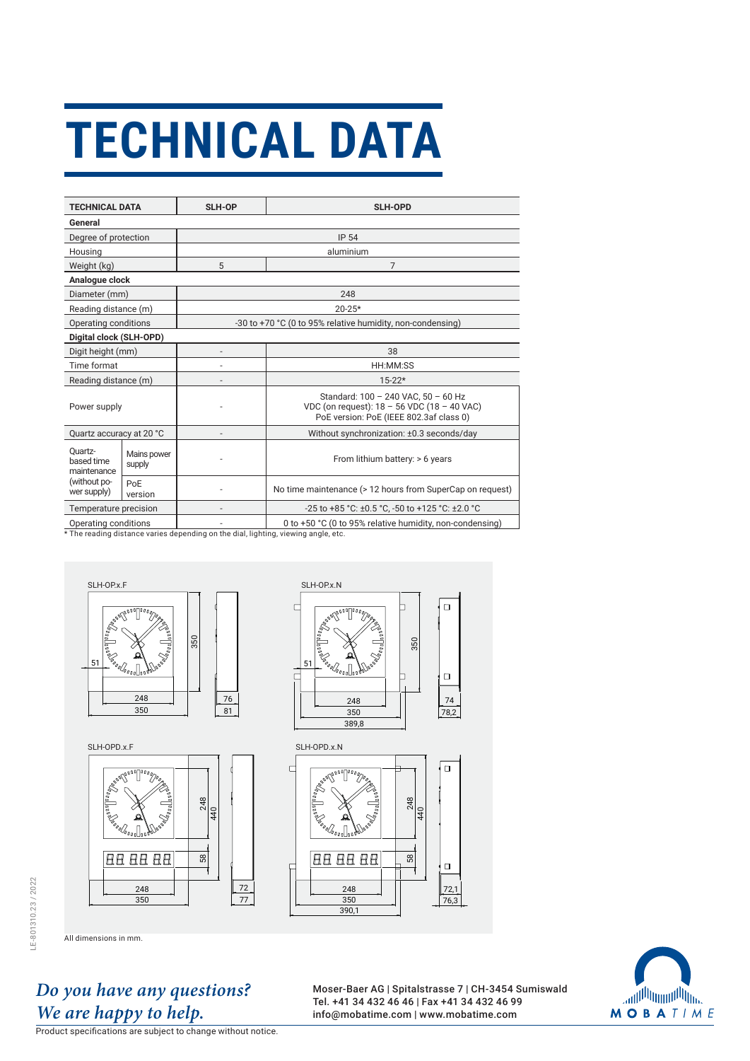# TECHNICAL DATA

| TECHNICAL DATA | | SLH-OP | SLH-OPD |
|---|---|---|---|
| **General** | | | |
| Degree of protection | | IP 54 | |
| Housing | | aluminium | |
| Weight (kg) | | 5 | 7 |
| **Analogue clock** | | | |
| Diameter (mm) | | 248 | |
| Reading distance (m) | | 20-25* | |
| Operating conditions | | -30 to +70 °C (0 to 95% relative humidity, non-condensing) | |
| **Digital clock (SLH-OPD)** | | | |
| Digit height (mm) | | - | 38 |
| Time format | | - | HH:MM:SS |
| Reading distance (m) | | - | 15-22* |
| Power supply | | - | Standard: 100 – 240 VAC, 50 – 60 Hz<br>VDC (on request): 18 – 56 VDC (18 – 40 VAC)<br>PoE version: PoE (IEEE 802.3af class 0) |
| Quartz accuracy at 20 °C | | - | Without synchronization: ±0.3 seconds/day |
| Quartz-based time maintenance (without power supply) | Mains power supply | - | From lithium battery: > 6 years |
| | PoE version | - | No time maintenance (> 12 hours from SuperCap on request) |
| Temperature precision | | - | -25 to +85 °C: ±0.5 °C, -50 to +125 °C: ±2.0 °C |
| Operating conditions | | - | 0 to +50 °C (0 to 95% relative humidity, non-condensing) |

* The reading distance varies depending on the dial, lighting, viewing angle, etc.

SLH-OP.x.F
51
350
248
350
76
81

SLH-OP.x.N
51
350
248
350
389,8
74
78,2

SLH-OPD.x.F
248
440
58
248
350
72
77

SLH-OPD.x.N
248
440
58
248
350
390,1
72,1
76,3

All dimensions in mm.

LE-801310.23 / 2022

*Do you have any questions?*
*We are happy to help.*

Moser-Baer AG | Spitalstrasse 7 | CH-3454 Sumiswald
Tel. +41 34 432 46 46 | Fax +41 34 432 46 99
info@mobatime.com | www.mobatime.com

MOBATIME

Product specifications are subject to change without notice.